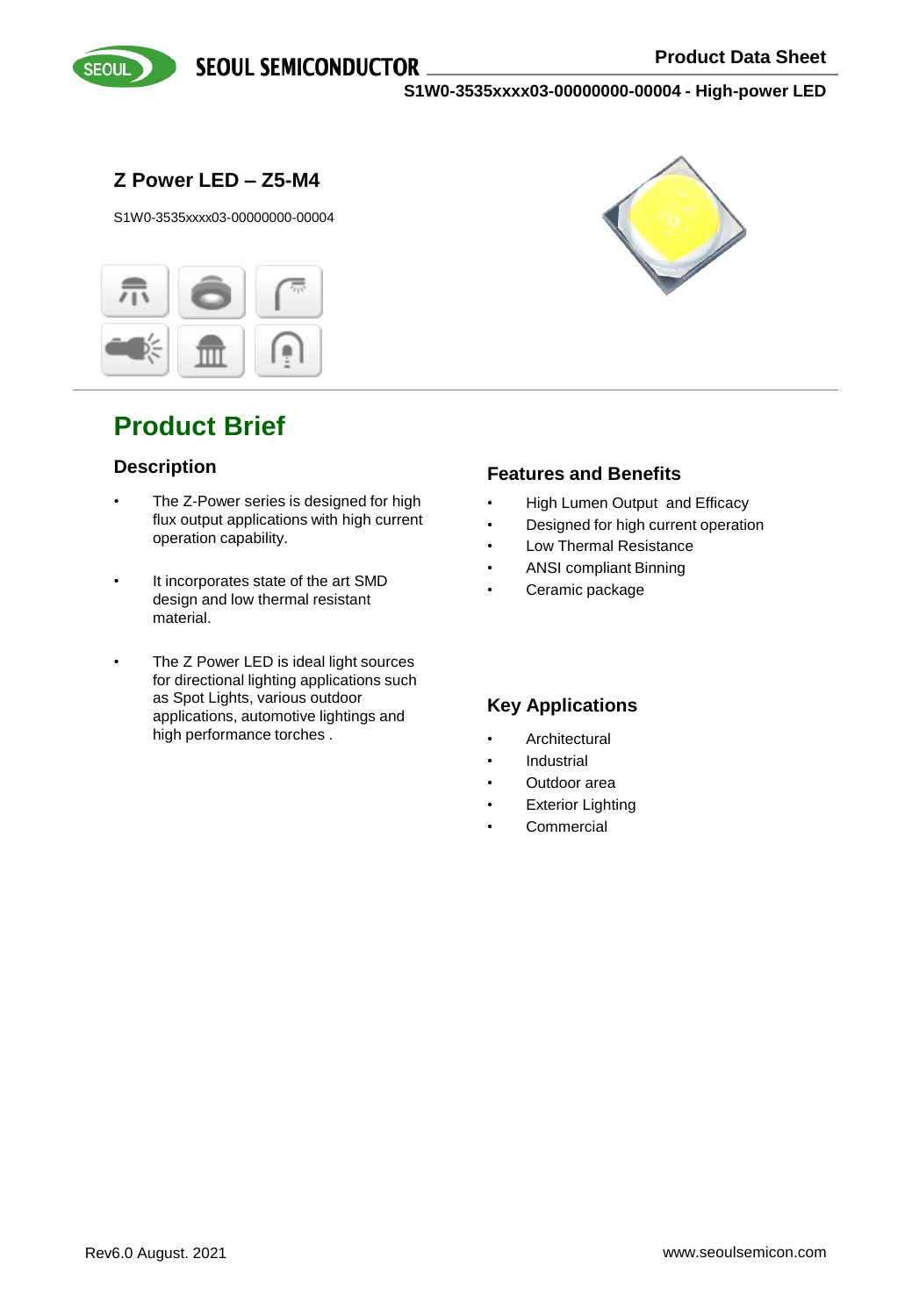# Z Power LED – Z5-M4

S1W0-3535xxxx03-00000000-00004

## Product Brief

### Description

- The Z-Power series is designed for high flux output applications with high current operation capability.
- It incorporates state of the art SMD design and low thermal resistant material.
- The Z Power LED is ideal light sources for directional lighting applications such as Spot Lights, various outdoor applications, automotive lightings and high performance torches .

### Features and Benefits

- High Lumen Output and Efficacy
- Designed for high current operation
- Low Thermal Resistance
- ANSI compliant Binning
- Ceramic package

### Key Applications

- Architectural
- Industrial
- Outdoor area
- Exterior Lighting
- Commercial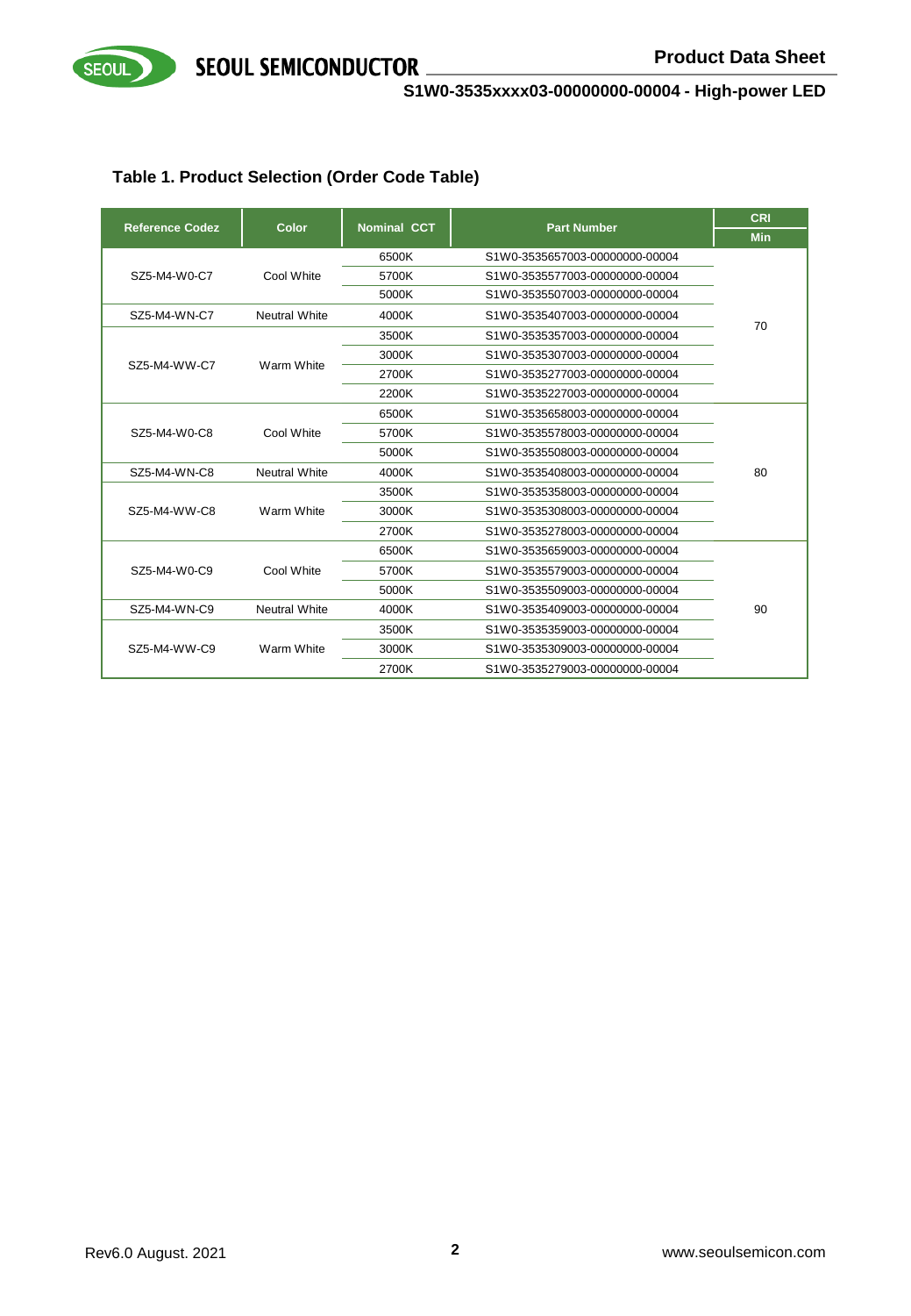## Table 1. Product Selection (Order Code Table)

| Reference Codez | Color | Nominal CCT | Part Number | CRI Min |
|---|---|---|---|---|
| SZ5-M4-W0-C7 | Cool White | 6500K | S1W0-3535657003-00000000-00004 | 70 |
| | | 5700K | S1W0-3535577003-00000000-00004 | |
| | | 5000K | S1W0-3535507003-00000000-00004 | |
| SZ5-M4-WN-C7 | Neutral White | 4000K | S1W0-3535407003-00000000-00004 | |
| SZ5-M4-WW-C7 | Warm White | 3500K | S1W0-3535357003-00000000-00004 | |
| | | 3000K | S1W0-3535307003-00000000-00004 | |
| | | 2700K | S1W0-3535277003-00000000-00004 | |
| | | 2200K | S1W0-3535227003-00000000-00004 | |
| SZ5-M4-W0-C8 | Cool White | 6500K | S1W0-3535658003-00000000-00004 | 80 |
| | | 5700K | S1W0-3535578003-00000000-00004 | |
| | | 5000K | S1W0-3535508003-00000000-00004 | |
| SZ5-M4-WN-C8 | Neutral White | 4000K | S1W0-3535408003-00000000-00004 | |
| SZ5-M4-WW-C8 | Warm White | 3500K | S1W0-3535358003-00000000-00004 | |
| | | 3000K | S1W0-3535308003-00000000-00004 | |
| | | 2700K | S1W0-3535278003-00000000-00004 | |
| SZ5-M4-W0-C9 | Cool White | 6500K | S1W0-3535659003-00000000-00004 | 90 |
| | | 5700K | S1W0-3535579003-00000000-00004 | |
| | | 5000K | S1W0-3535509003-00000000-00004 | |
| SZ5-M4-WN-C9 | Neutral White | 4000K | S1W0-3535409003-00000000-00004 | |
| SZ5-M4-WW-C9 | Warm White | 3500K | S1W0-3535359003-00000000-00004 | |
| | | 3000K | S1W0-3535309003-00000000-00004 | |
| | | 2700K | S1W0-3535279003-00000000-00004 | |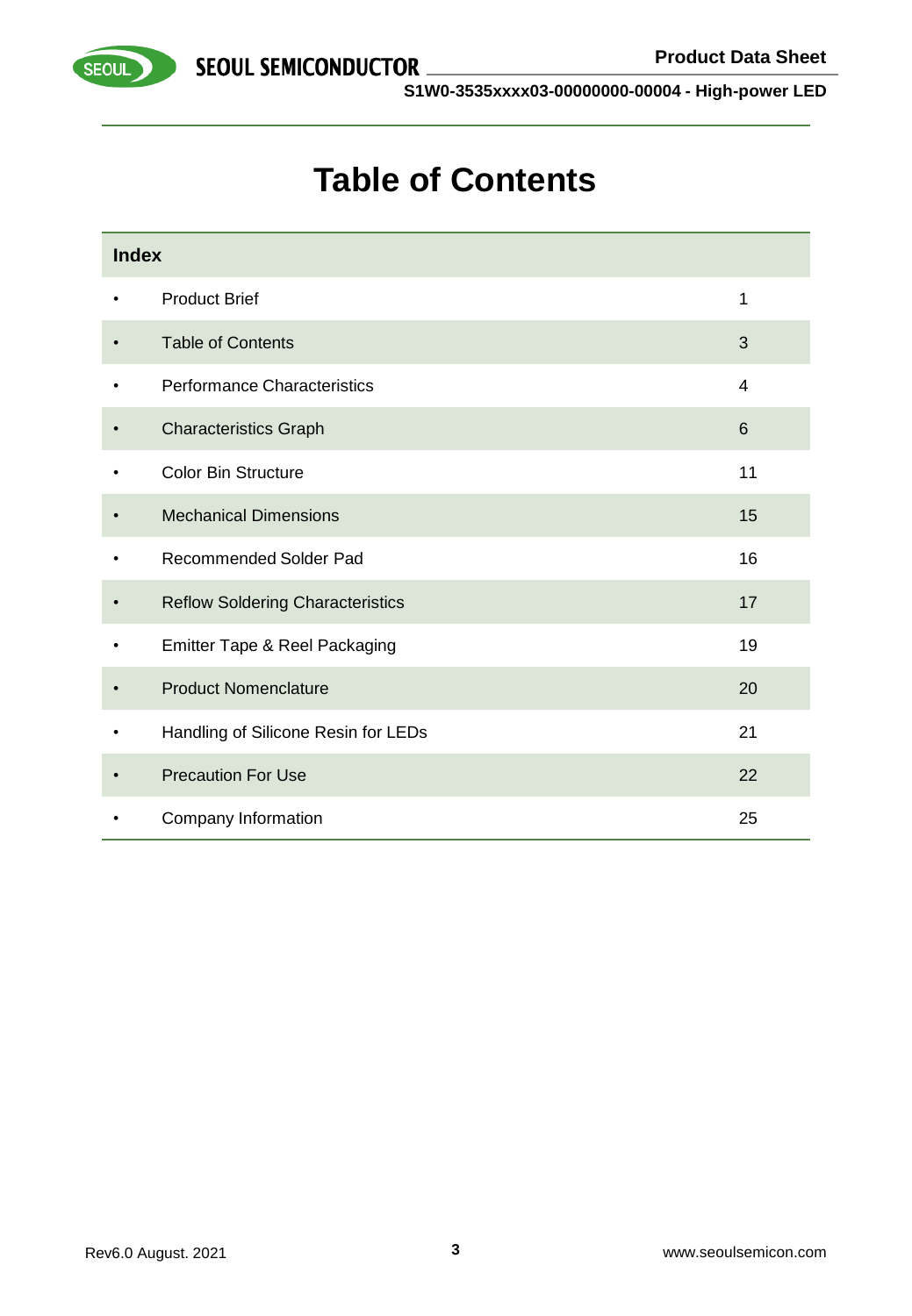# Table of Contents

| Index | | |
|---|---|---|
| • | Product Brief | 1 |
| • | Table of Contents | 3 |
| • | Performance Characteristics | 4 |
| • | Characteristics Graph | 6 |
| • | Color Bin Structure | 11 |
| • | Mechanical Dimensions | 15 |
| • | Recommended Solder Pad | 16 |
| • | Reflow Soldering Characteristics | 17 |
| • | Emitter Tape & Reel Packaging | 19 |
| • | Product Nomenclature | 20 |
| • | Handling of Silicone Resin for LEDs | 21 |
| • | Precaution For Use | 22 |
| • | Company Information | 25 |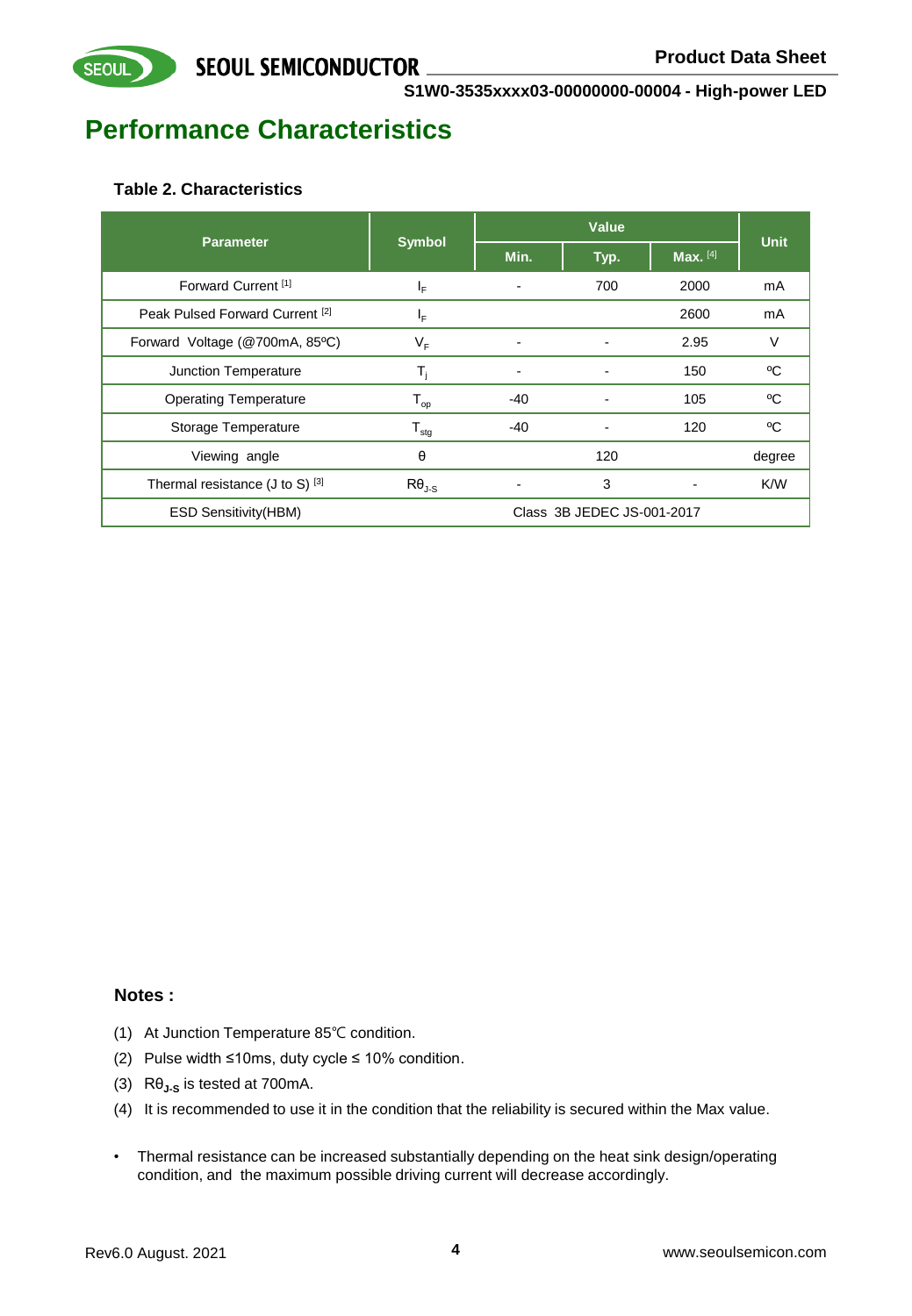# Performance Characteristics

### Table 2. Characteristics

| Parameter | Symbol | Value | | | Unit |
|---|---|---|---|---|---|
| | | Min. | Typ. | Max. [4] | |
| Forward Current [1] | $I_F$ | - | 700 | 2000 | mA |
| Peak Pulsed Forward Current [2] | $I_F$ | | | 2600 | mA |
| Forward Voltage (@700mA, 85ºC) | $V_F$ | - | - | 2.95 | V |
| Junction Temperature | $T_j$ | - | - | 150 | ºC |
| Operating Temperature | $T_{op}$ | -40 | - | 105 | ºC |
| Storage Temperature | $T_{stg}$ | -40 | - | 120 | ºC |
| Viewing angle | θ | | 120 | | degree |
| Thermal resistance (J to S) [3] | $R\theta_{J\text{-}S}$ | - | 3 | - | K/W |
| ESD Sensitivity(HBM) | | Class 3B JEDEC JS-001-2017 | | | |

**Notes :**

(1) At Junction Temperature 85℃ condition.

(2) Pulse width ≤10ms, duty cycle ≤ 10% condition.

(3) $R\theta_{J\text{-}S}$ is tested at 700mA.

(4) It is recommended to use it in the condition that the reliability is secured within the Max value.

- Thermal resistance can be increased substantially depending on the heat sink design/operating condition, and the maximum possible driving current will decrease accordingly.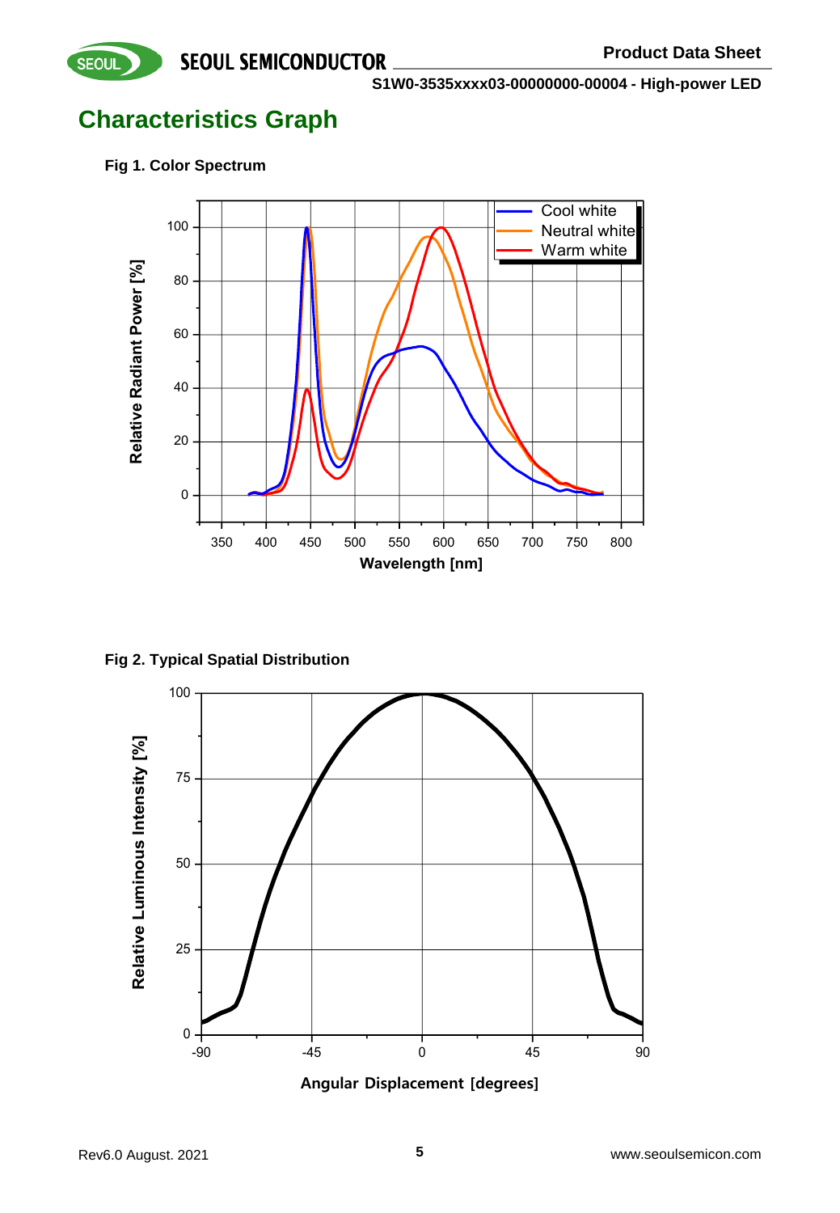## Characteristics Graph

**Fig 1. Color Spectrum**

**Fig 2. Typical Spatial Distribution**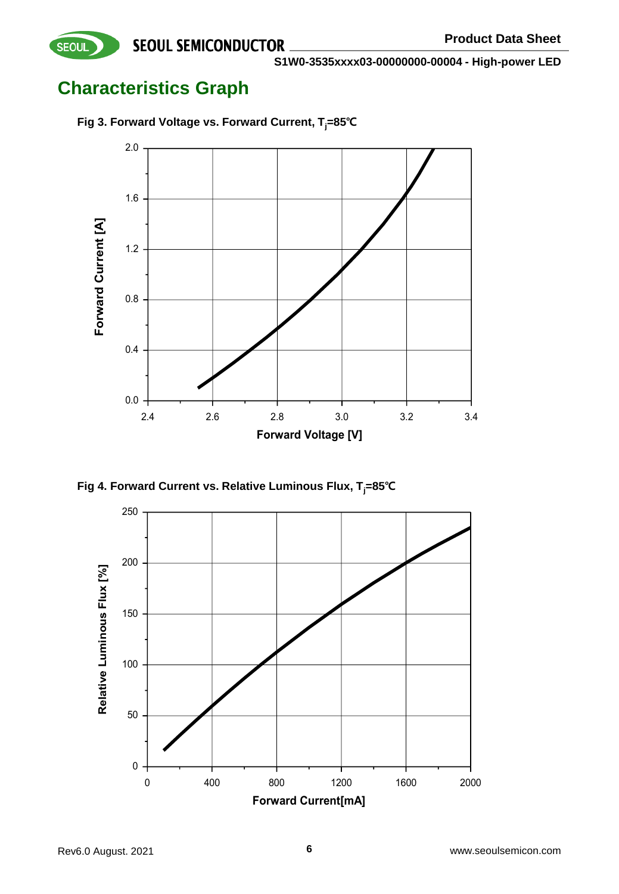## Characteristics Graph

**Fig 3. Forward Voltage vs. Forward Current, $T_j$=85℃**

**Fig 4. Forward Current vs. Relative Luminous Flux, $T_j$=85℃**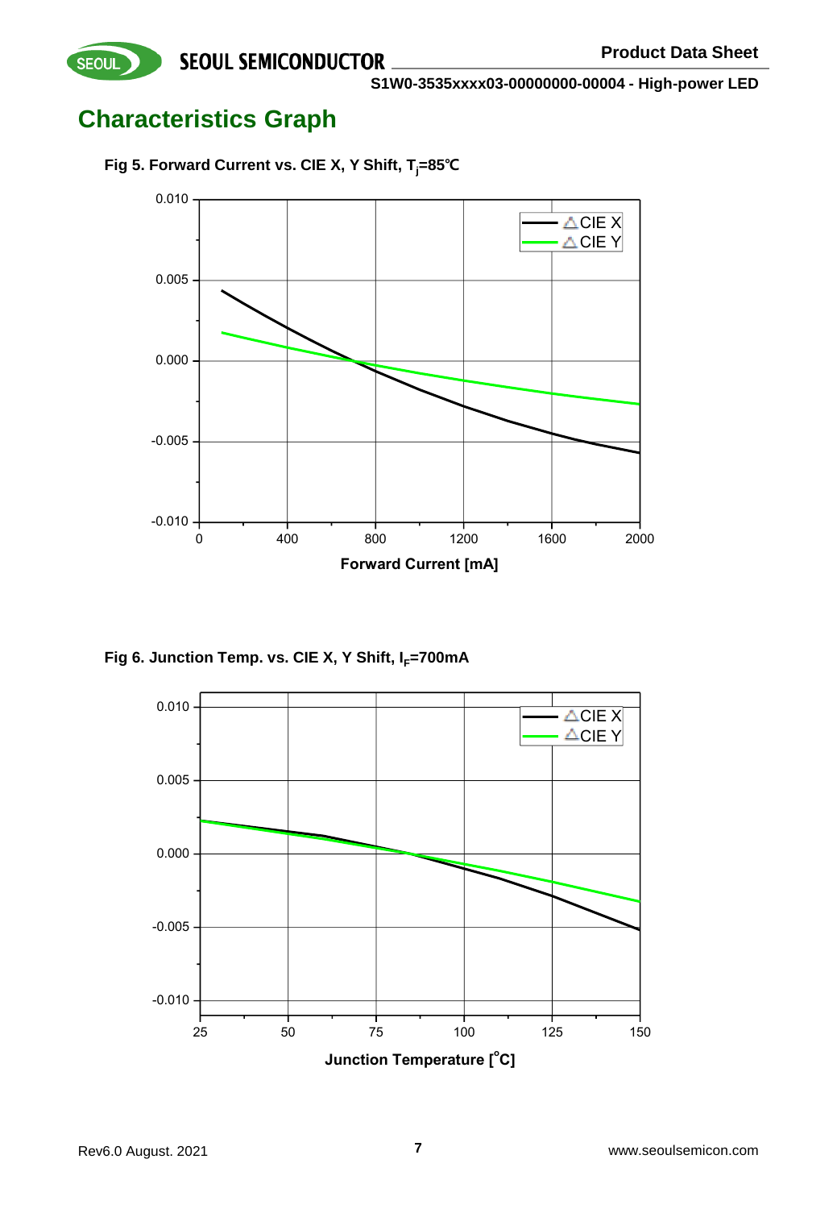## Characteristics Graph

**Fig 5. Forward Current vs. CIE X, Y Shift, $T_j$=85℃**

**Fig 6. Junction Temp. vs. CIE X, Y Shift, $I_F$=700mA**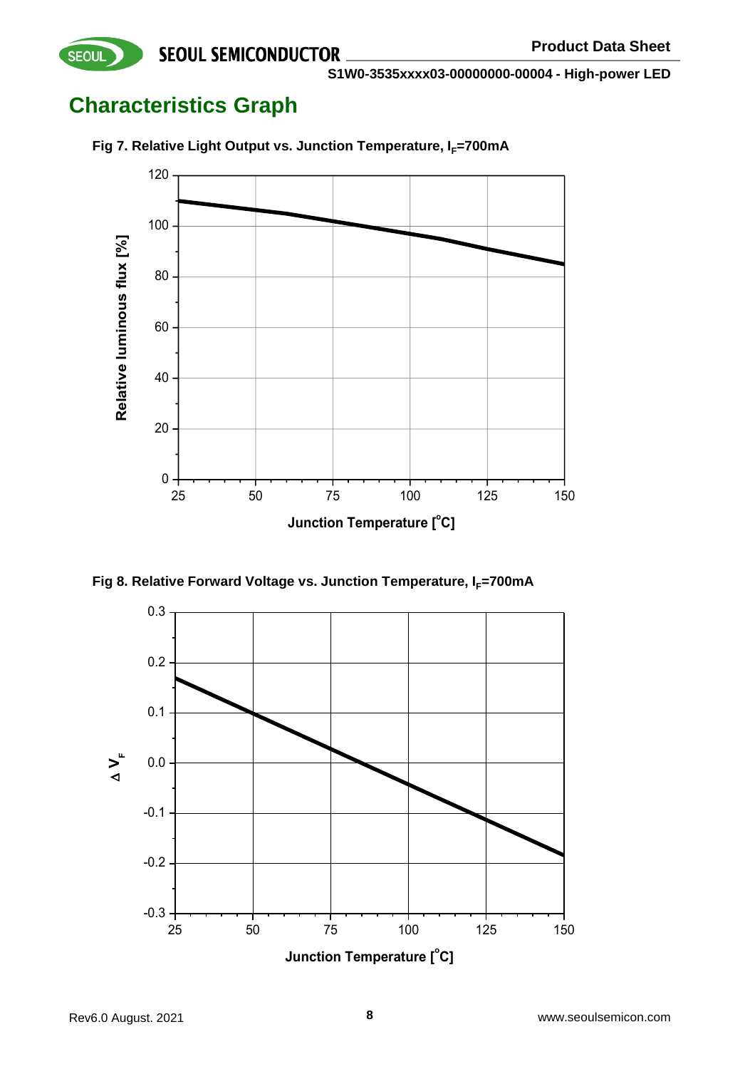# Characteristics Graph

Fig 7. Relative Light Output vs. Junction Temperature, $I_F$=700mA

Relative luminous flux [%]

Junction Temperature [°C]

Fig 8. Relative Forward Voltage vs. Junction Temperature, $I_F$=700mA

$\Delta V_F$

Junction Temperature [°C]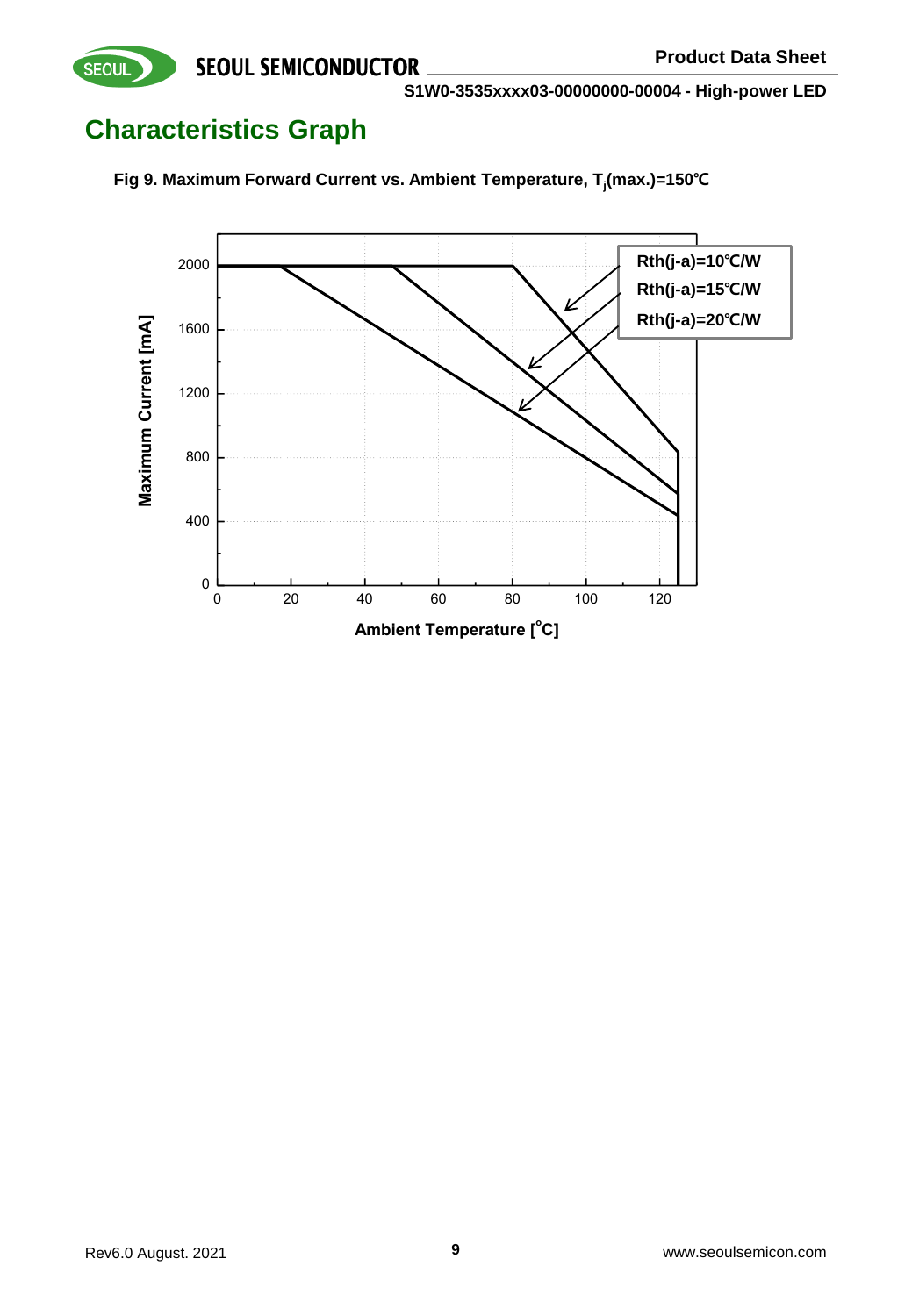# Characteristics Graph

**Fig 9. Maximum Forward Current vs. Ambient Temperature, $T_j$(max.)=150℃**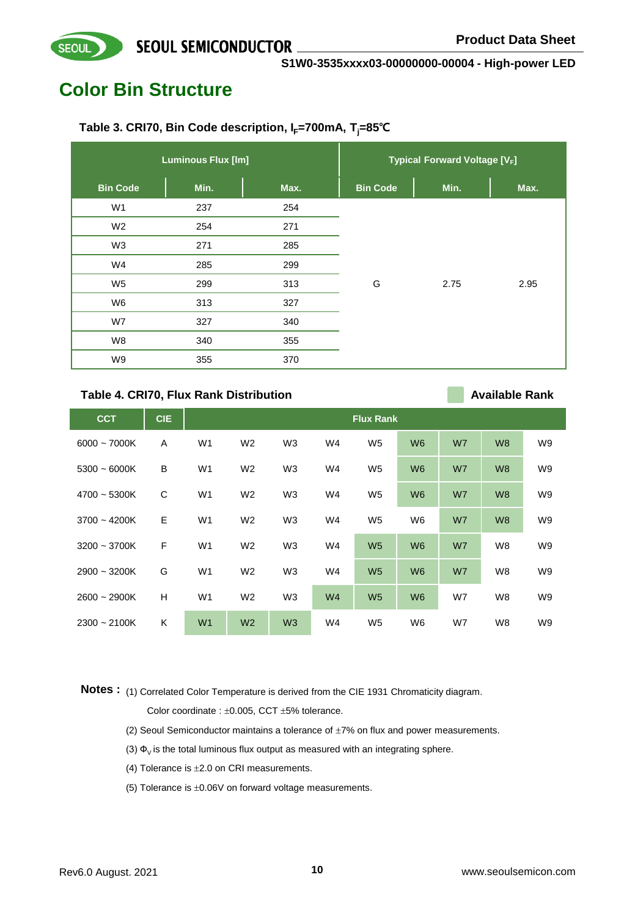## Color Bin Structure

**Table 3. CRI70, Bin Code description, $I_F$=700mA, $T_j$=85℃**

| Luminous Flux [lm] | | | Typical Forward Voltage [$V_F$] | | |
|---|---|---|---|---|---|
| Bin Code | Min. | Max. | Bin Code | Min. | Max. |
| W1 | 237 | 254 | G | 2.75 | 2.95 |
| W2 | 254 | 271 | | | |
| W3 | 271 | 285 | | | |
| W4 | 285 | 299 | | | |
| W5 | 299 | 313 | | | |
| W6 | 313 | 327 | | | |
| W7 | 327 | 340 | | | |
| W8 | 340 | 355 | | | |
| W9 | 355 | 370 | | | |

**Table 4. CRI70, Flux Rank Distribution** — **Available Rank** (shaded)

| CCT | CIE | Flux Rank | | | | | | | | |
|---|---|---|---|---|---|---|---|---|---|---|
| 6000 ~ 7000K | A | W1 | W2 | W3 | W4 | W5 | **W6** | **W7** | **W8** | W9 |
| 5300 ~ 6000K | B | W1 | W2 | W3 | W4 | W5 | **W6** | **W7** | **W8** | W9 |
| 4700 ~ 5300K | C | W1 | W2 | W3 | W4 | W5 | **W6** | **W7** | **W8** | W9 |
| 3700 ~ 4200K | E | W1 | W2 | W3 | W4 | W5 | W6 | **W7** | **W8** | W9 |
| 3200 ~ 3700K | F | W1 | W2 | W3 | W4 | **W5** | **W6** | **W7** | W8 | W9 |
| 2900 ~ 3200K | G | W1 | W2 | W3 | W4 | **W5** | **W6** | **W7** | W8 | W9 |
| 2600 ~ 2900K | H | W1 | W2 | W3 | **W4** | **W5** | **W6** | W7 | W8 | W9 |
| 2300 ~ 2100K | K | **W1** | **W2** | **W3** | W4 | W5 | W6 | W7 | W8 | W9 |

**Notes :**
(1) Correlated Color Temperature is derived from the CIE 1931 Chromaticity diagram.
Color coordinate : ±0.005, CCT ±5% tolerance.
(2) Seoul Semiconductor maintains a tolerance of ±7% on flux and power measurements.
(3) $\Phi_V$ is the total luminous flux output as measured with an integrating sphere.
(4) Tolerance is ±2.0 on CRI measurements.
(5) Tolerance is ±0.06V on forward voltage measurements.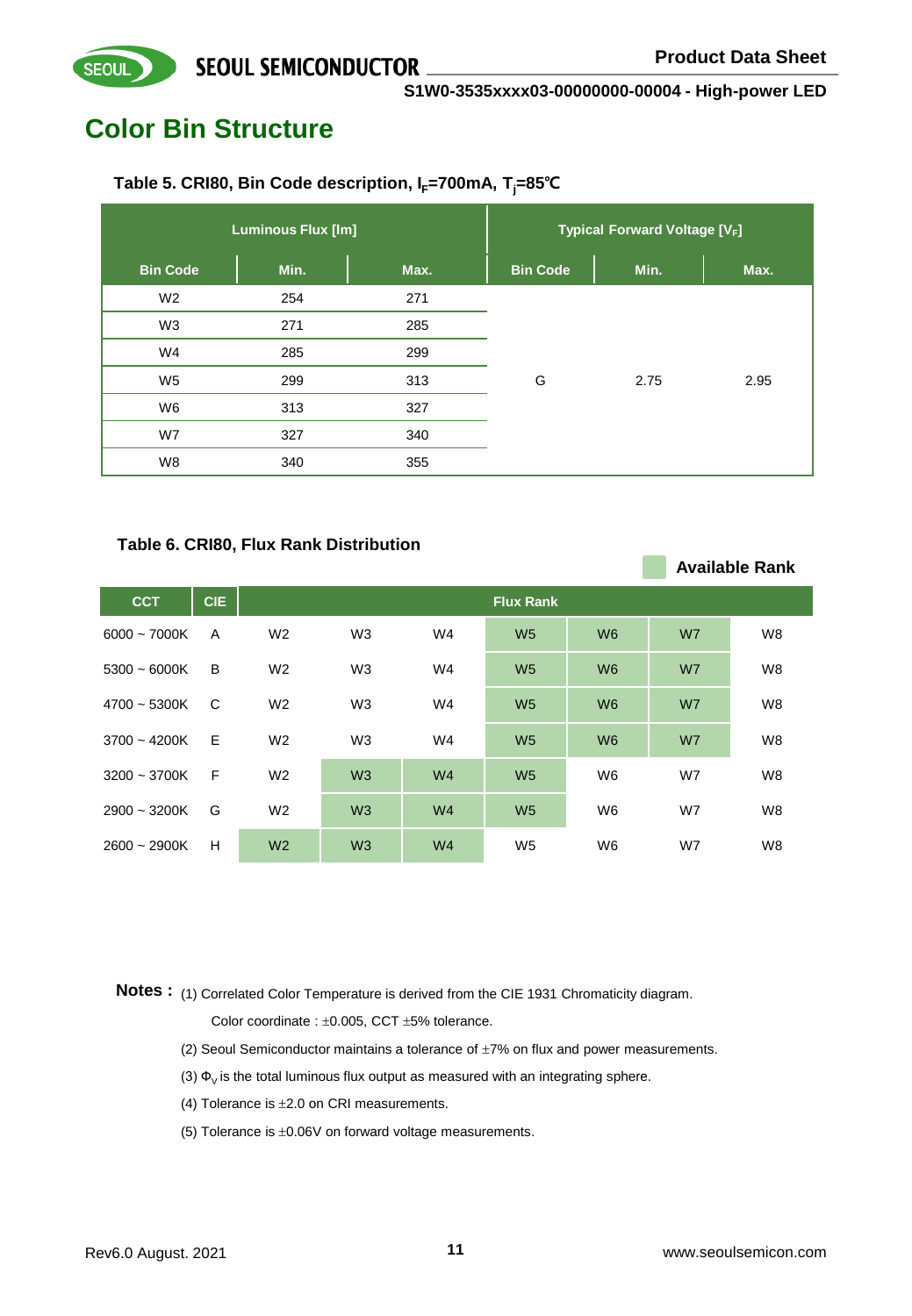## Color Bin Structure

**Table 5. CRI80, Bin Code description, $I_F$=700mA, $T_j$=85℃**

| Luminous Flux [lm] | | | Typical Forward Voltage [$V_F$] | | |
|---|---|---|---|---|---|
| Bin Code | Min. | Max. | Bin Code | Min. | Max. |
| W2 | 254 | 271 | G | 2.75 | 2.95 |
| W3 | 271 | 285 | | | |
| W4 | 285 | 299 | | | |
| W5 | 299 | 313 | | | |
| W6 | 313 | 327 | | | |
| W7 | 327 | 340 | | | |
| W8 | 340 | 355 | | | |

**Table 6. CRI80, Flux Rank Distribution**

**Available Rank** (highlighted cells)

| CCT | CIE | Flux Rank | | | | | | |
|---|---|---|---|---|---|---|---|---|
| 6000 ~ 7000K | A | W2 | W3 | W4 | **W5** | **W6** | **W7** | W8 |
| 5300 ~ 6000K | B | W2 | W3 | W4 | **W5** | **W6** | **W7** | W8 |
| 4700 ~ 5300K | C | W2 | W3 | W4 | **W5** | **W6** | **W7** | W8 |
| 3700 ~ 4200K | E | W2 | W3 | W4 | **W5** | **W6** | **W7** | W8 |
| 3200 ~ 3700K | F | W2 | **W3** | **W4** | **W5** | W6 | W7 | W8 |
| 2900 ~ 3200K | G | W2 | **W3** | **W4** | **W5** | W6 | W7 | W8 |
| 2600 ~ 2900K | H | **W2** | **W3** | **W4** | W5 | W6 | W7 | W8 |

**Notes :** (1) Correlated Color Temperature is derived from the CIE 1931 Chromaticity diagram.
Color coordinate : ±0.005, CCT ±5% tolerance.

(2) Seoul Semiconductor maintains a tolerance of ±7% on flux and power measurements.

(3) $\Phi_V$ is the total luminous flux output as measured with an integrating sphere.

(4) Tolerance is ±2.0 on CRI measurements.

(5) Tolerance is ±0.06V on forward voltage measurements.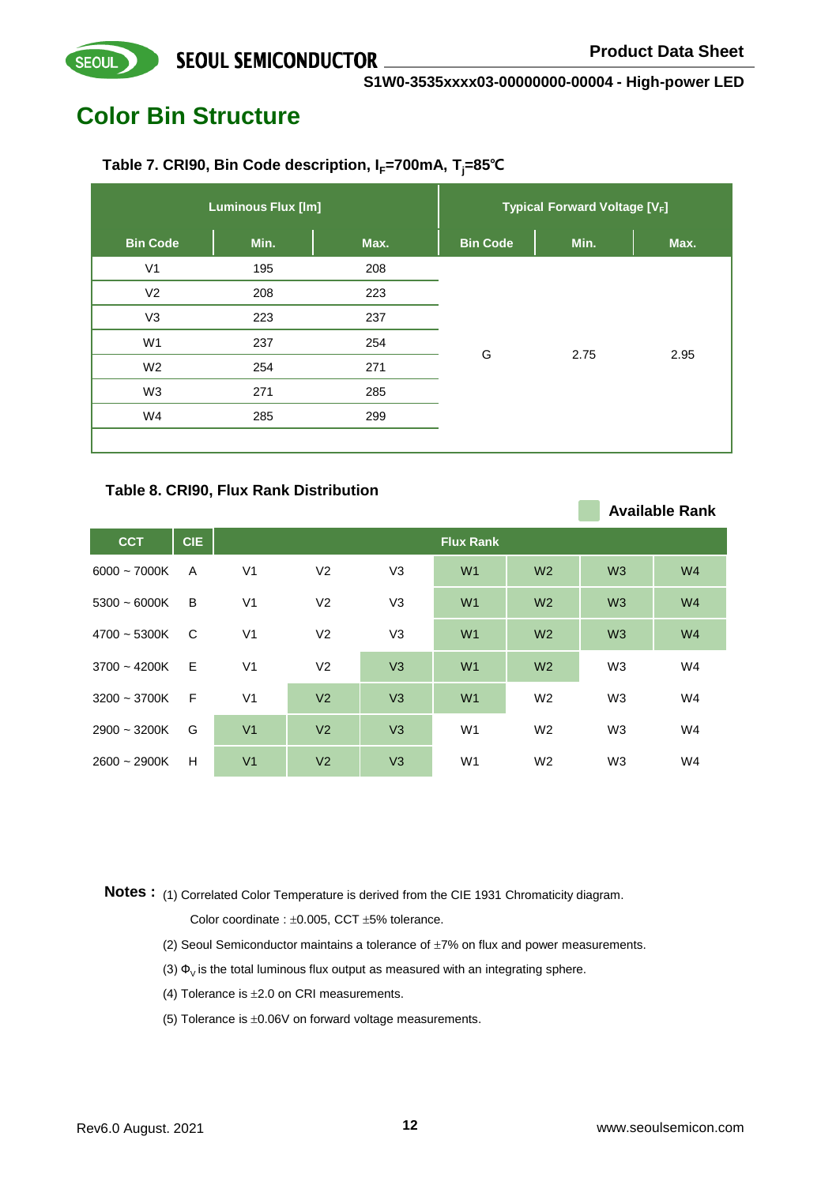# Color Bin Structure

**Table 7. CRI90, Bin Code description, $I_F$=700mA, $T_j$=85℃**

| Luminous Flux [lm] | | | Typical Forward Voltage [$V_F$] | | |
|---|---|---|---|---|---|
| Bin Code | Min. | Max. | Bin Code | Min. | Max. |
| V1 | 195 | 208 | G | 2.75 | 2.95 |
| V2 | 208 | 223 | | | |
| V3 | 223 | 237 | | | |
| W1 | 237 | 254 | | | |
| W2 | 254 | 271 | | | |
| W3 | 271 | 285 | | | |
| W4 | 285 | 299 | | | |

**Table 8. CRI90, Flux Rank Distribution**

**Available Rank** (shaded cells; marked in bold below)

| CCT | CIE | Flux Rank | | | | | | |
|---|---|---|---|---|---|---|---|---|
| 6000 ~ 7000K | A | V1 | V2 | V3 | **W1** | **W2** | **W3** | **W4** |
| 5300 ~ 6000K | B | V1 | V2 | V3 | **W1** | **W2** | **W3** | **W4** |
| 4700 ~ 5300K | C | V1 | V2 | V3 | **W1** | **W2** | **W3** | **W4** |
| 3700 ~ 4200K | E | V1 | V2 | **V3** | **W1** | **W2** | W3 | W4 |
| 3200 ~ 3700K | F | V1 | **V2** | **V3** | **W1** | W2 | W3 | W4 |
| 2900 ~ 3200K | G | **V1** | **V2** | **V3** | W1 | W2 | W3 | W4 |
| 2600 ~ 2900K | H | **V1** | **V2** | **V3** | W1 | W2 | W3 | W4 |

**Notes :** (1) Correlated Color Temperature is derived from the CIE 1931 Chromaticity diagram.

Color coordinate : ±0.005, CCT ±5% tolerance.

(2) Seoul Semiconductor maintains a tolerance of ±7% on flux and power measurements.

(3) $\Phi_V$ is the total luminous flux output as measured with an integrating sphere.

(4) Tolerance is ±2.0 on CRI measurements.

(5) Tolerance is ±0.06V on forward voltage measurements.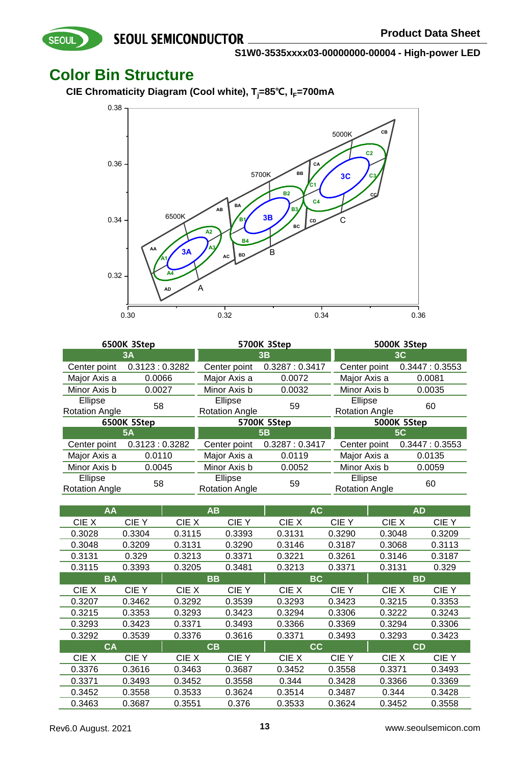## Color Bin Structure

**CIE Chromaticity Diagram (Cool white), $T_j$=85℃, $I_F$=700mA**

| 6500K 3Step | | 5700K 3Step | | 5000K 3Step | |
|---|---|---|---|---|---|
| 3A | | 3B | | 3C | |
| Center point | 0.3123 : 0.3282 | Center point | 0.3287 : 0.3417 | Center point | 0.3447 : 0.3553 |
| Major Axis a | 0.0066 | Major Axis a | 0.0072 | Major Axis a | 0.0081 |
| Minor Axis b | 0.0027 | Minor Axis b | 0.0032 | Minor Axis b | 0.0035 |
| Ellipse Rotation Angle | 58 | Ellipse Rotation Angle | 59 | Ellipse Rotation Angle | 60 |

| 6500K 5Step | | 5700K 5Step | | 5000K 5Step | |
|---|---|---|---|---|---|
| 5A | | 5B | | 5C | |
| Center point | 0.3123 : 0.3282 | Center point | 0.3287 : 0.3417 | Center point | 0.3447 : 0.3553 |
| Major Axis a | 0.0110 | Major Axis a | 0.0119 | Major Axis a | 0.0135 |
| Minor Axis b | 0.0045 | Minor Axis b | 0.0052 | Minor Axis b | 0.0059 |
| Ellipse Rotation Angle | 58 | Ellipse Rotation Angle | 59 | Ellipse Rotation Angle | 60 |

| AA | | AB | | AC | | AD | |
|---|---|---|---|---|---|---|---|
| CIE X | CIE Y | CIE X | CIE Y | CIE X | CIE Y | CIE X | CIE Y |
| 0.3028 | 0.3304 | 0.3115 | 0.3393 | 0.3131 | 0.3290 | 0.3048 | 0.3209 |
| 0.3048 | 0.3209 | 0.3131 | 0.3290 | 0.3146 | 0.3187 | 0.3068 | 0.3113 |
| 0.3131 | 0.329 | 0.3213 | 0.3371 | 0.3221 | 0.3261 | 0.3146 | 0.3187 |
| 0.3115 | 0.3393 | 0.3205 | 0.3481 | 0.3213 | 0.3371 | 0.3131 | 0.329 |
| **BA** | | **BB** | | **BC** | | **BD** | |
| CIE X | CIE Y | CIE X | CIE Y | CIE X | CIE Y | CIE X | CIE Y |
| 0.3207 | 0.3462 | 0.3292 | 0.3539 | 0.3293 | 0.3423 | 0.3215 | 0.3353 |
| 0.3215 | 0.3353 | 0.3293 | 0.3423 | 0.3294 | 0.3306 | 0.3222 | 0.3243 |
| 0.3293 | 0.3423 | 0.3371 | 0.3493 | 0.3366 | 0.3369 | 0.3294 | 0.3306 |
| 0.3292 | 0.3539 | 0.3376 | 0.3616 | 0.3371 | 0.3493 | 0.3293 | 0.3423 |
| **CA** | | **CB** | | **CC** | | **CD** | |
| CIE X | CIE Y | CIE X | CIE Y | CIE X | CIE Y | CIE X | CIE Y |
| 0.3376 | 0.3616 | 0.3463 | 0.3687 | 0.3452 | 0.3558 | 0.3371 | 0.3493 |
| 0.3371 | 0.3493 | 0.3452 | 0.3558 | 0.344 | 0.3428 | 0.3366 | 0.3369 |
| 0.3452 | 0.3558 | 0.3533 | 0.3624 | 0.3514 | 0.3487 | 0.344 | 0.3428 |
| 0.3463 | 0.3687 | 0.3551 | 0.376 | 0.3533 | 0.3624 | 0.3452 | 0.3558 |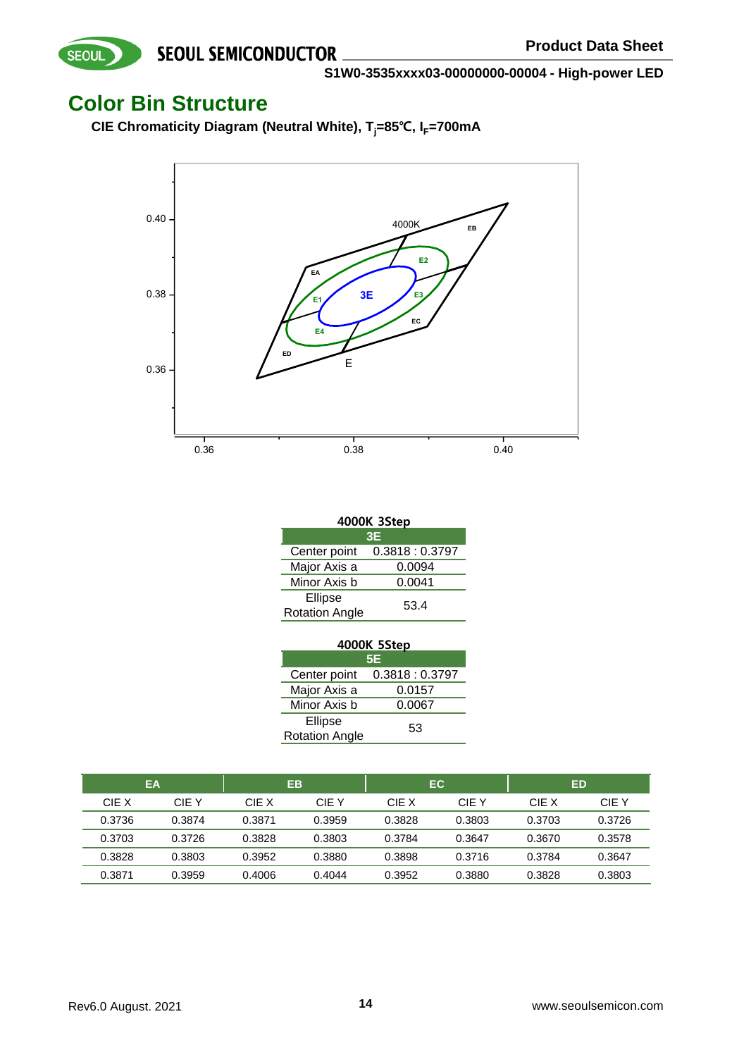## Color Bin Structure

**CIE Chromaticity Diagram (Neutral White), $T_j$=85℃, $I_F$=700mA**

**4000K 3Step**

| 3E | |
|---|---|
| Center point | 0.3818 : 0.3797 |
| Major Axis a | 0.0094 |
| Minor Axis b | 0.0041 |
| Ellipse Rotation Angle | 53.4 |

**4000K 5Step**

| 5E | |
|---|---|
| Center point | 0.3818 : 0.3797 |
| Major Axis a | 0.0157 |
| Minor Axis b | 0.0067 |
| Ellipse Rotation Angle | 53 |

| EA | | EB | | EC | | ED | |
|---|---|---|---|---|---|---|---|
| CIE X | CIE Y | CIE X | CIE Y | CIE X | CIE Y | CIE X | CIE Y |
| 0.3736 | 0.3874 | 0.3871 | 0.3959 | 0.3828 | 0.3803 | 0.3703 | 0.3726 |
| 0.3703 | 0.3726 | 0.3828 | 0.3803 | 0.3784 | 0.3647 | 0.3670 | 0.3578 |
| 0.3828 | 0.3803 | 0.3952 | 0.3880 | 0.3898 | 0.3716 | 0.3784 | 0.3647 |
| 0.3871 | 0.3959 | 0.4006 | 0.4044 | 0.3952 | 0.3880 | 0.3828 | 0.3803 |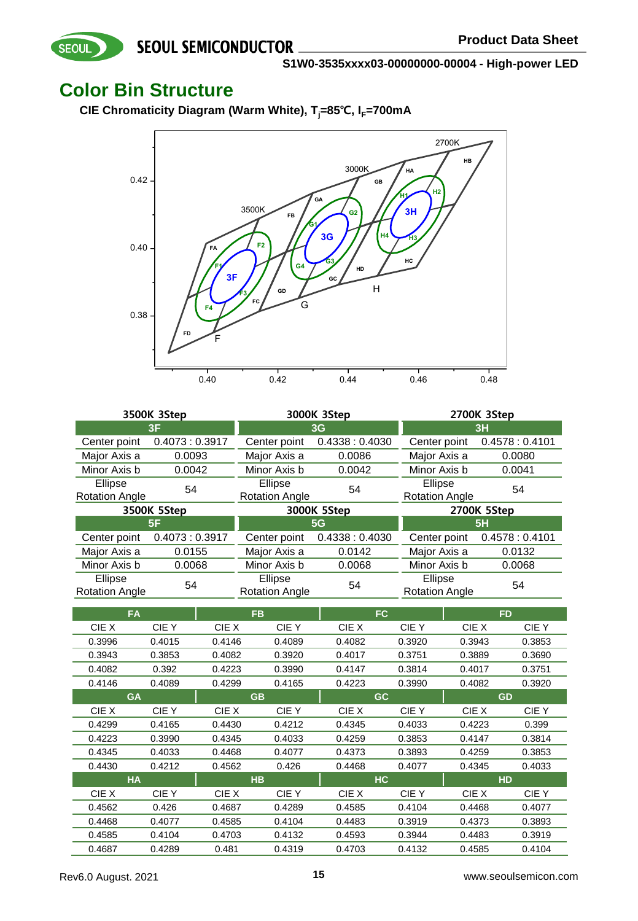## Color Bin Structure

**CIE Chromaticity Diagram (Warm White), $T_j$=85℃, $I_F$=700mA**

| 3500K 3Step | | 3000K 3Step | | 2700K 3Step | |
|---|---|---|---|---|---|
| 3F | | 3G | | 3H | |
| Center point | 0.4073 : 0.3917 | Center point | 0.4338 : 0.4030 | Center point | 0.4578 : 0.4101 |
| Major Axis a | 0.0093 | Major Axis a | 0.0086 | Major Axis a | 0.0080 |
| Minor Axis b | 0.0042 | Minor Axis b | 0.0042 | Minor Axis b | 0.0041 |
| Ellipse Rotation Angle | 54 | Ellipse Rotation Angle | 54 | Ellipse Rotation Angle | 54 |

| 3500K 5Step | | 3000K 5Step | | 2700K 5Step | |
|---|---|---|---|---|---|
| 5F | | 5G | | 5H | |
| Center point | 0.4073 : 0.3917 | Center point | 0.4338 : 0.4030 | Center point | 0.4578 : 0.4101 |
| Major Axis a | 0.0155 | Major Axis a | 0.0142 | Major Axis a | 0.0132 |
| Minor Axis b | 0.0068 | Minor Axis b | 0.0068 | Minor Axis b | 0.0068 |
| Ellipse Rotation Angle | 54 | Ellipse Rotation Angle | 54 | Ellipse Rotation Angle | 54 |

| FA | | FB | | FC | | FD | |
|---|---|---|---|---|---|---|---|
| CIE X | CIE Y | CIE X | CIE Y | CIE X | CIE Y | CIE X | CIE Y |
| 0.3996 | 0.4015 | 0.4146 | 0.4089 | 0.4082 | 0.3920 | 0.3943 | 0.3853 |
| 0.3943 | 0.3853 | 0.4082 | 0.3920 | 0.4017 | 0.3751 | 0.3889 | 0.3690 |
| 0.4082 | 0.392 | 0.4223 | 0.3990 | 0.4147 | 0.3814 | 0.4017 | 0.3751 |
| 0.4146 | 0.4089 | 0.4299 | 0.4165 | 0.4223 | 0.3990 | 0.4082 | 0.3920 |
| **GA** | | **GB** | | **GC** | | **GD** | |
| CIE X | CIE Y | CIE X | CIE Y | CIE X | CIE Y | CIE X | CIE Y |
| 0.4299 | 0.4165 | 0.4430 | 0.4212 | 0.4345 | 0.4033 | 0.4223 | 0.399 |
| 0.4223 | 0.3990 | 0.4345 | 0.4033 | 0.4259 | 0.3853 | 0.4147 | 0.3814 |
| 0.4345 | 0.4033 | 0.4468 | 0.4077 | 0.4373 | 0.3893 | 0.4259 | 0.3853 |
| 0.4430 | 0.4212 | 0.4562 | 0.426 | 0.4468 | 0.4077 | 0.4345 | 0.4033 |
| **HA** | | **HB** | | **HC** | | **HD** | |
| CIE X | CIE Y | CIE X | CIE Y | CIE X | CIE Y | CIE X | CIE Y |
| 0.4562 | 0.426 | 0.4687 | 0.4289 | 0.4585 | 0.4104 | 0.4468 | 0.4077 |
| 0.4468 | 0.4077 | 0.4585 | 0.4104 | 0.4483 | 0.3919 | 0.4373 | 0.3893 |
| 0.4585 | 0.4104 | 0.4703 | 0.4132 | 0.4593 | 0.3944 | 0.4483 | 0.3919 |
| 0.4687 | 0.4289 | 0.481 | 0.4319 | 0.4703 | 0.4132 | 0.4585 | 0.4104 |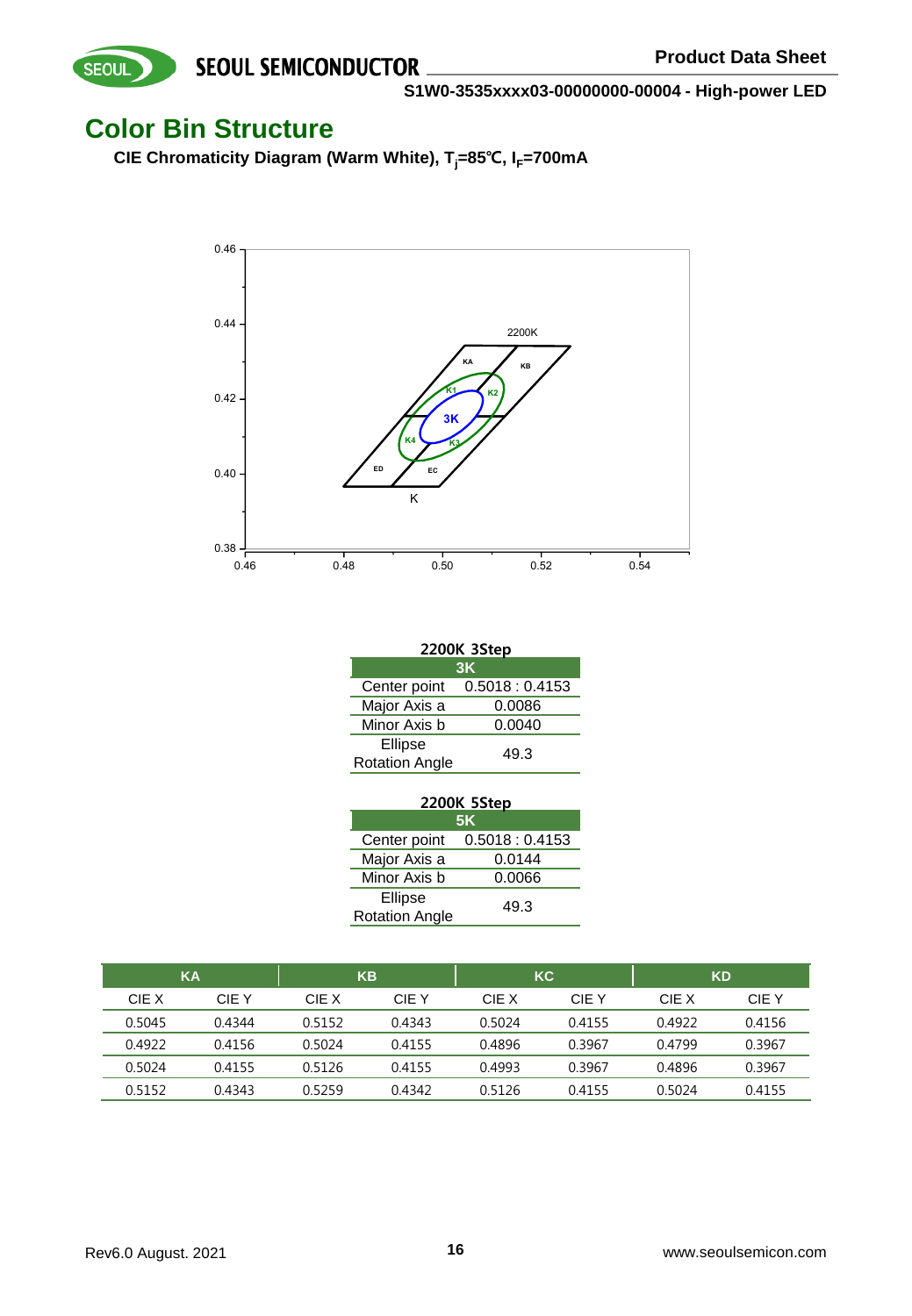## Color Bin Structure

**CIE Chromaticity Diagram (Warm White), $T_j$=85℃, $I_F$=700mA**

**2200K 3Step**

| 3K | |
|---|---|
| Center point | 0.5018 : 0.4153 |
| Major Axis a | 0.0086 |
| Minor Axis b | 0.0040 |
| Ellipse Rotation Angle | 49.3 |

**2200K 5Step**

| 5K | |
|---|---|
| Center point | 0.5018 : 0.4153 |
| Major Axis a | 0.0144 |
| Minor Axis b | 0.0066 |
| Ellipse Rotation Angle | 49.3 |

| KA | | KB | | KC | | KD | |
|---|---|---|---|---|---|---|---|
| CIE X | CIE Y | CIE X | CIE Y | CIE X | CIE Y | CIE X | CIE Y |
| 0.5045 | 0.4344 | 0.5152 | 0.4343 | 0.5024 | 0.4155 | 0.4922 | 0.4156 |
| 0.4922 | 0.4156 | 0.5024 | 0.4155 | 0.4896 | 0.3967 | 0.4799 | 0.3967 |
| 0.5024 | 0.4155 | 0.5126 | 0.4155 | 0.4993 | 0.3967 | 0.4896 | 0.3967 |
| 0.5152 | 0.4343 | 0.5259 | 0.4342 | 0.5126 | 0.4155 | 0.5024 | 0.4155 |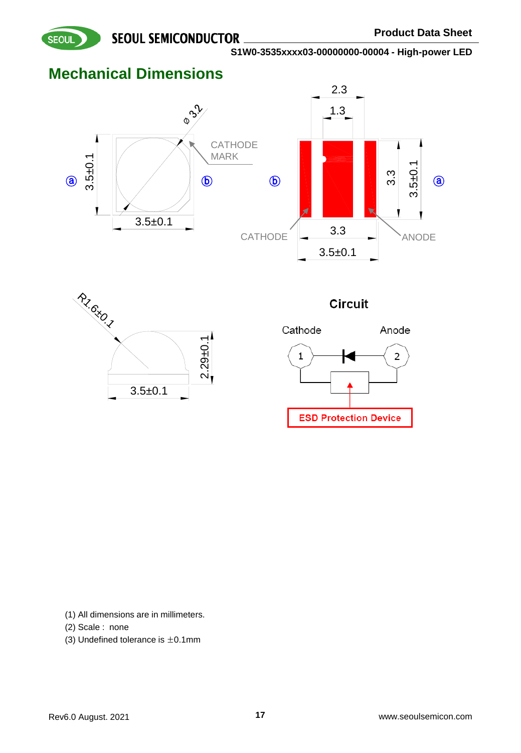## Mechanical Dimensions

Circuit

Cathode Anode

ESD Protection Device

(1) All dimensions are in millimeters.
(2) Scale : none
(3) Undefined tolerance is ±0.1mm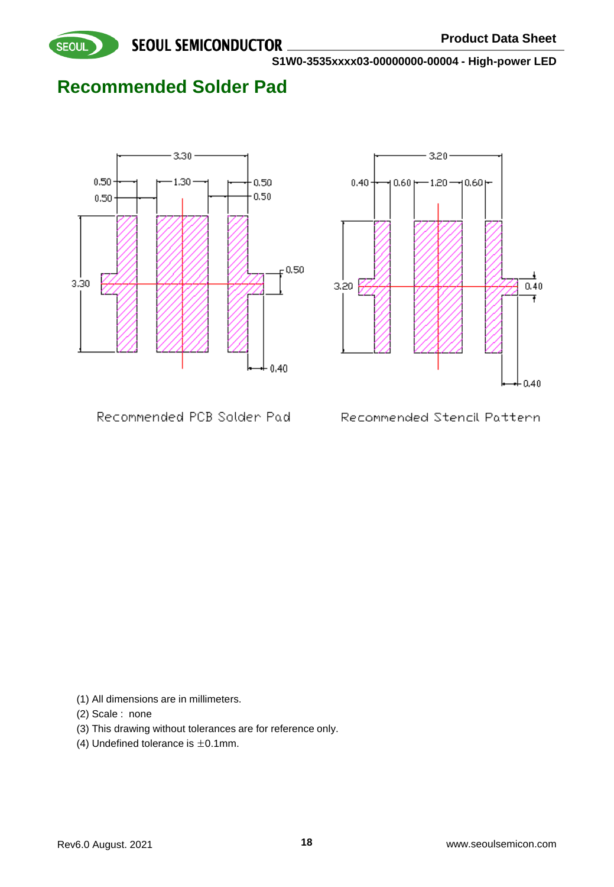## Recommended Solder Pad

Recommended PCB Solder Pad

Recommended Stencil Pattern

(1) All dimensions are in millimeters.
(2) Scale : none
(3) This drawing without tolerances are for reference only.
(4) Undefined tolerance is ±0.1mm.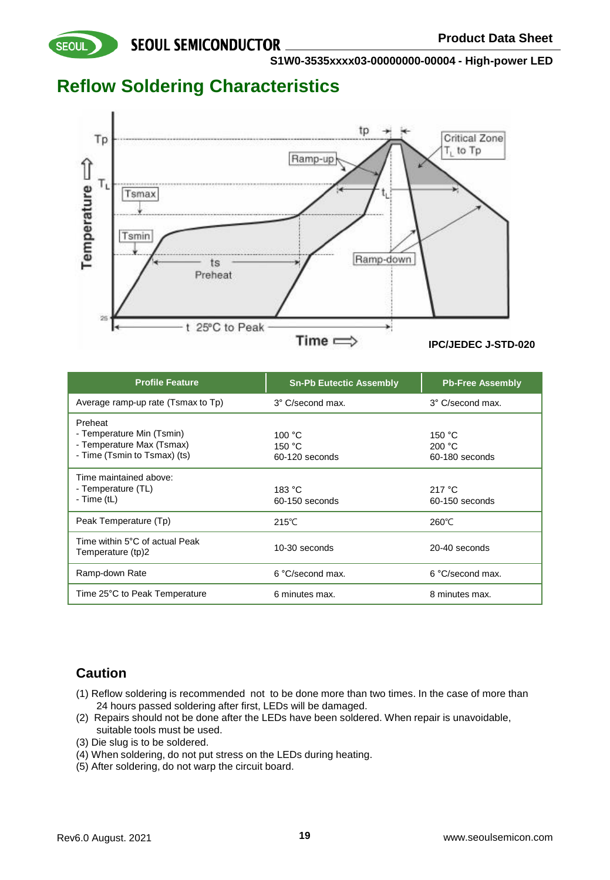# Reflow Soldering Characteristics

IPC/JEDEC J-STD-020

| Profile Feature | Sn-Pb Eutectic Assembly | Pb-Free Assembly |
|---|---|---|
| Average ramp-up rate (Tsmax to Tp) | 3° C/second max. | 3° C/second max. |
| Preheat<br>- Temperature Min (Tsmin)<br>- Temperature Max (Tsmax)<br>- Time (Tsmin to Tsmax) (ts) | 100 °C<br>150 °C<br>60-120 seconds | 150 °C<br>200 °C<br>60-180 seconds |
| Time maintained above:<br>- Temperature (TL)<br>- Time (tL) | 183 °C<br>60-150 seconds | 217 °C<br>60-150 seconds |
| Peak Temperature (Tp) | 215℃ | 260℃ |
| Time within 5°C of actual Peak Temperature (tp)2 | 10-30 seconds | 20-40 seconds |
| Ramp-down Rate | 6 °C/second max. | 6 °C/second max. |
| Time 25°C to Peak Temperature | 6 minutes max. | 8 minutes max. |

## Caution

(1) Reflow soldering is recommended not to be done more than two times. In the case of more than 24 hours passed soldering after first, LEDs will be damaged.
(2) Repairs should not be done after the LEDs have been soldered. When repair is unavoidable, suitable tools must be used.
(3) Die slug is to be soldered.
(4) When soldering, do not put stress on the LEDs during heating.
(5) After soldering, do not warp the circuit board.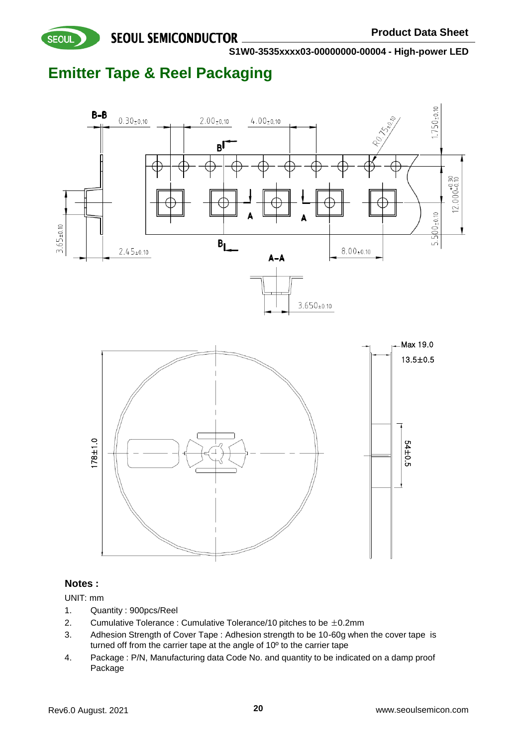# Emitter Tape & Reel Packaging

## Notes :

UNIT: mm

1. Quantity : 900pcs/Reel
2. Cumulative Tolerance : Cumulative Tolerance/10 pitches to be ±0.2mm
3. Adhesion Strength of Cover Tape : Adhesion strength to be 10-60g when the cover tape is turned off from the carrier tape at the angle of 10º to the carrier tape
4. Package : P/N, Manufacturing data Code No. and quantity to be indicated on a damp proof Package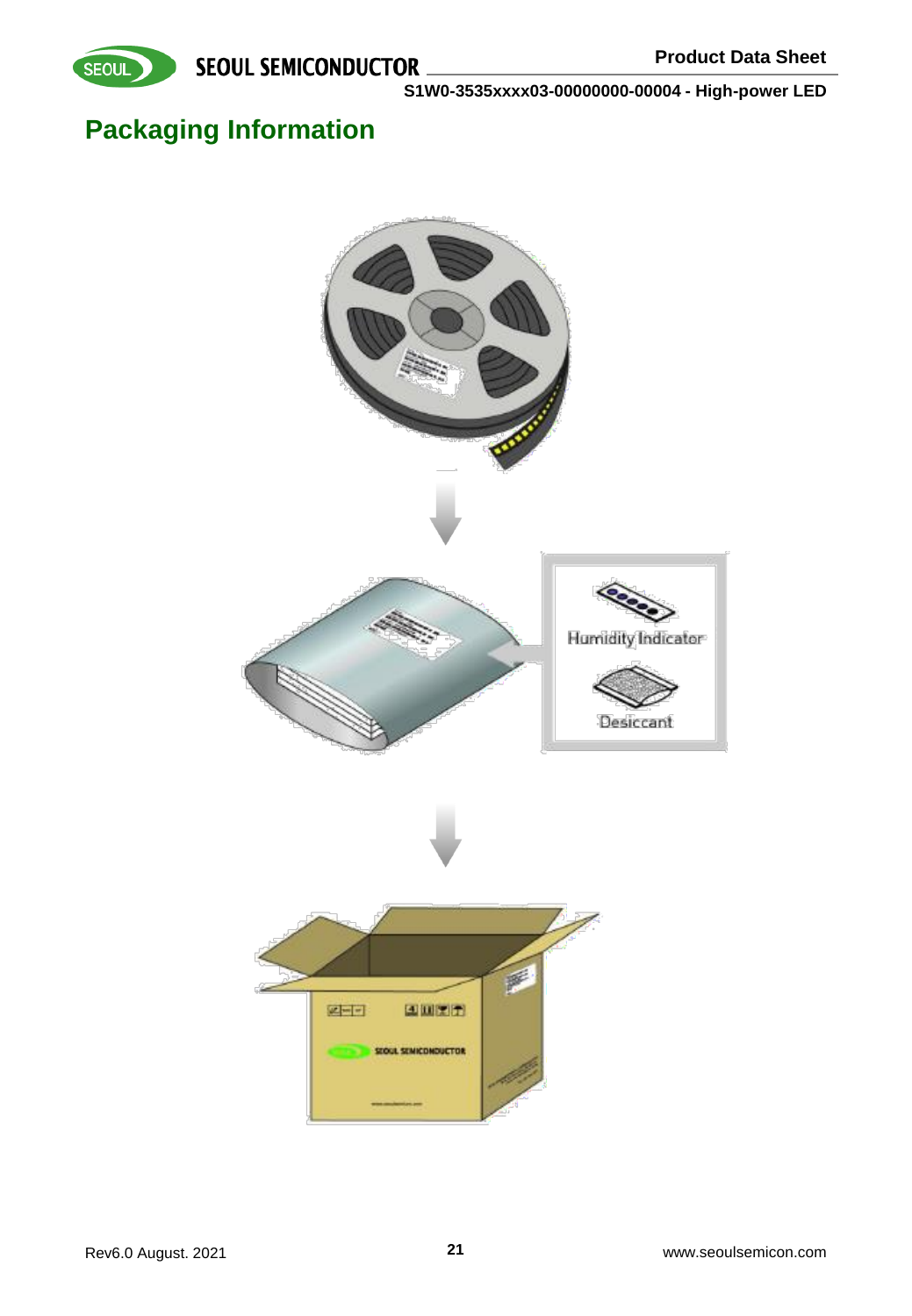# Packaging Information

Humidity Indicator

Desiccant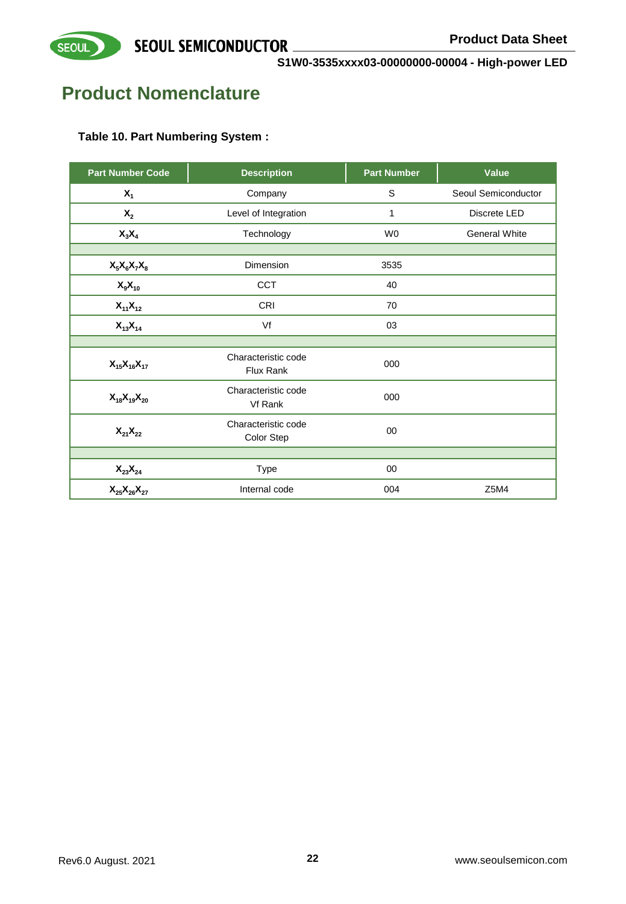# Product Nomenclature

**Table 10. Part Numbering System :**

| Part Number Code | Description | Part Number | Value |
|---|---|---|---|
| $X_1$ | Company | S | Seoul Semiconductor |
| $X_2$ | Level of Integration | 1 | Discrete LED |
| $X_3X_4$ | Technology | W0 | General White |
| | | | |
| $X_5X_6X_7X_8$ | Dimension | 3535 | |
| $X_9X_{10}$ | CCT | 40 | |
| $X_{11}X_{12}$ | CRI | 70 | |
| $X_{13}X_{14}$ | Vf | 03 | |
| | | | |
| $X_{15}X_{16}X_{17}$ | Characteristic code Flux Rank | 000 | |
| $X_{18}X_{19}X_{20}$ | Characteristic code Vf Rank | 000 | |
| $X_{21}X_{22}$ | Characteristic code Color Step | 00 | |
| | | | |
| $X_{23}X_{24}$ | Type | 00 | |
| $X_{25}X_{26}X_{27}$ | Internal code | 004 | Z5M4 |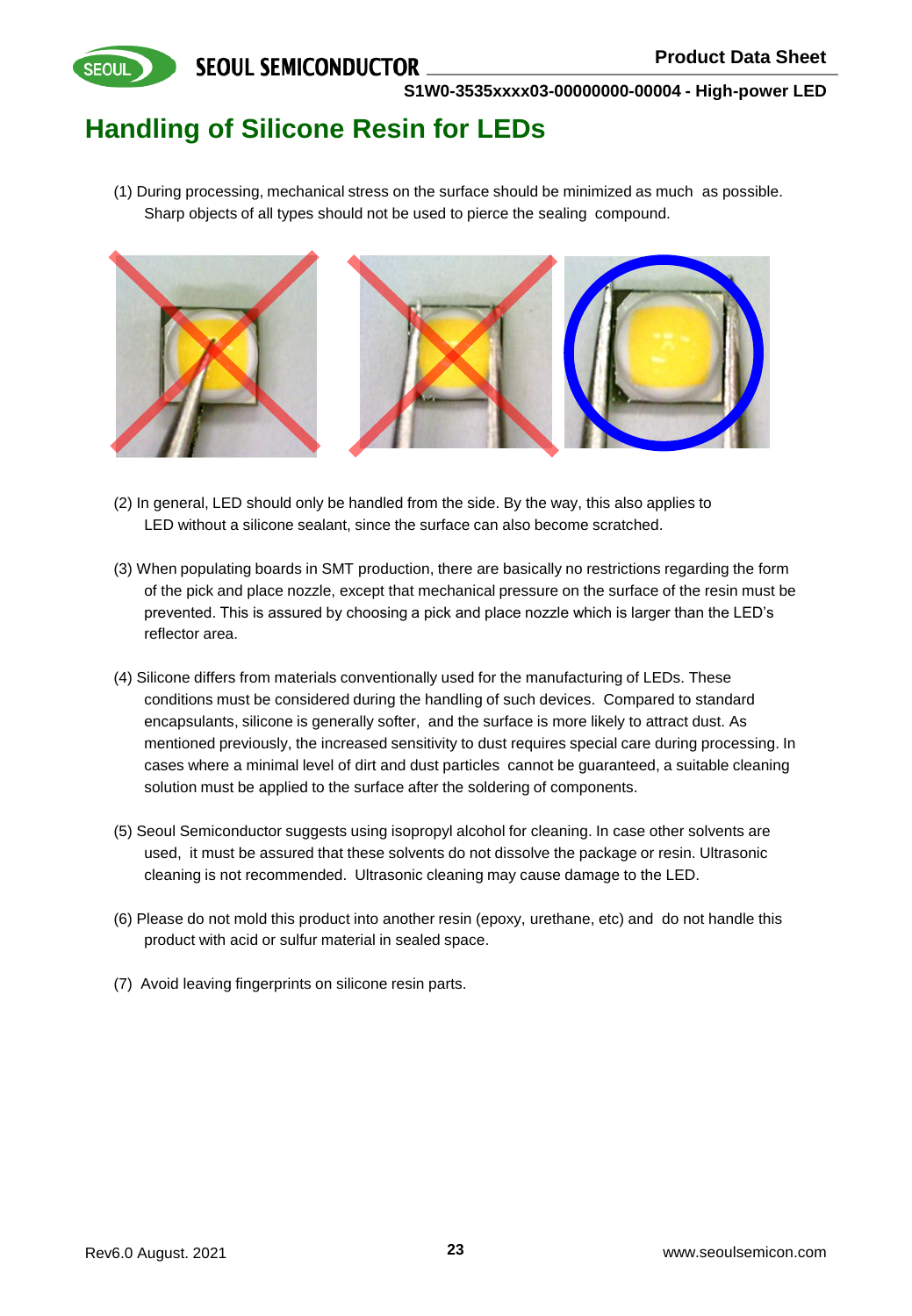# Handling of Silicone Resin for LEDs

(1) During processing, mechanical stress on the surface should be minimized as much as possible. Sharp objects of all types should not be used to pierce the sealing compound.

(2) In general, LED should only be handled from the side. By the way, this also applies to LED without a silicone sealant, since the surface can also become scratched.

(3) When populating boards in SMT production, there are basically no restrictions regarding the form of the pick and place nozzle, except that mechanical pressure on the surface of the resin must be prevented. This is assured by choosing a pick and place nozzle which is larger than the LED's reflector area.

(4) Silicone differs from materials conventionally used for the manufacturing of LEDs. These conditions must be considered during the handling of such devices. Compared to standard encapsulants, silicone is generally softer, and the surface is more likely to attract dust. As mentioned previously, the increased sensitivity to dust requires special care during processing. In cases where a minimal level of dirt and dust particles cannot be guaranteed, a suitable cleaning solution must be applied to the surface after the soldering of components.

(5) Seoul Semiconductor suggests using isopropyl alcohol for cleaning. In case other solvents are used, it must be assured that these solvents do not dissolve the package or resin. Ultrasonic cleaning is not recommended. Ultrasonic cleaning may cause damage to the LED.

(6) Please do not mold this product into another resin (epoxy, urethane, etc) and do not handle this product with acid or sulfur material in sealed space.

(7) Avoid leaving fingerprints on silicone resin parts.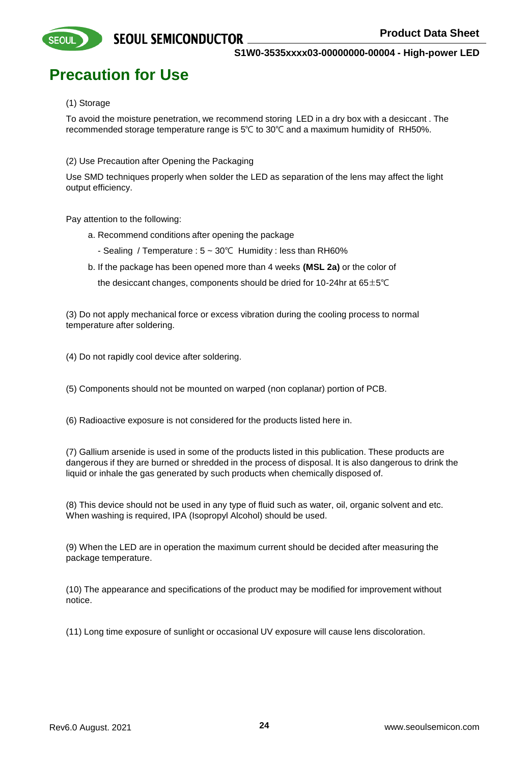# Precaution for Use

(1) Storage

To avoid the moisture penetration, we recommend storing LED in a dry box with a desiccant . The recommended storage temperature range is 5℃ to 30℃ and a maximum humidity of RH50%.

(2) Use Precaution after Opening the Packaging

Use SMD techniques properly when solder the LED as separation of the lens may affect the light output efficiency.

Pay attention to the following:

a. Recommend conditions after opening the package

- Sealing / Temperature : 5 ~ 30℃ Humidity : less than RH60%

b. If the package has been opened more than 4 weeks **(MSL 2a)** or the color of the desiccant changes, components should be dried for 10-24hr at 65±5℃

(3) Do not apply mechanical force or excess vibration during the cooling process to normal temperature after soldering.

(4) Do not rapidly cool device after soldering.

(5) Components should not be mounted on warped (non coplanar) portion of PCB.

(6) Radioactive exposure is not considered for the products listed here in.

(7) Gallium arsenide is used in some of the products listed in this publication. These products are dangerous if they are burned or shredded in the process of disposal. It is also dangerous to drink the liquid or inhale the gas generated by such products when chemically disposed of.

(8) This device should not be used in any type of fluid such as water, oil, organic solvent and etc. When washing is required, IPA (Isopropyl Alcohol) should be used.

(9) When the LED are in operation the maximum current should be decided after measuring the package temperature.

(10) The appearance and specifications of the product may be modified for improvement without notice.

(11) Long time exposure of sunlight or occasional UV exposure will cause lens discoloration.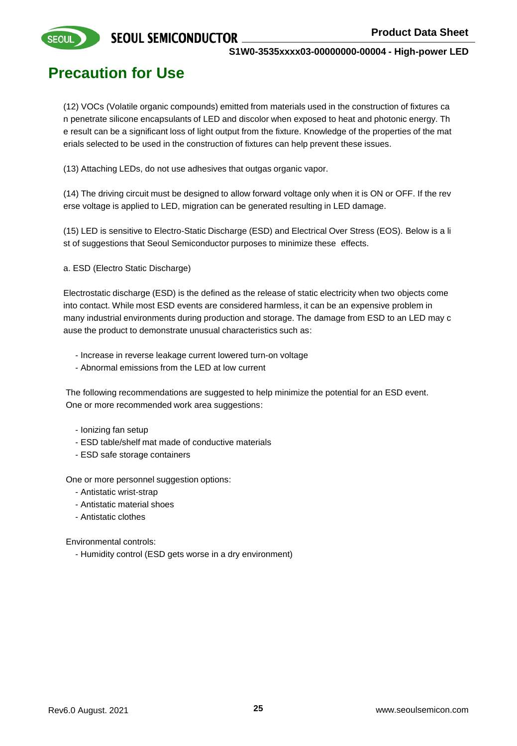# Precaution for Use

(12) VOCs (Volatile organic compounds) emitted from materials used in the construction of fixtures can penetrate silicone encapsulants of LED and discolor when exposed to heat and photonic energy. The result can be a significant loss of light output from the fixture. Knowledge of the properties of the materials selected to be used in the construction of fixtures can help prevent these issues.

(13) Attaching LEDs, do not use adhesives that outgas organic vapor.

(14) The driving circuit must be designed to allow forward voltage only when it is ON or OFF. If the reverse voltage is applied to LED, migration can be generated resulting in LED damage.

(15) LED is sensitive to Electro-Static Discharge (ESD) and Electrical Over Stress (EOS). Below is a list of suggestions that Seoul Semiconductor purposes to minimize these effects.

a. ESD (Electro Static Discharge)

Electrostatic discharge (ESD) is the defined as the release of static electricity when two objects come into contact. While most ESD events are considered harmless, it can be an expensive problem in many industrial environments during production and storage. The damage from ESD to an LED may cause the product to demonstrate unusual characteristics such as:

- Increase in reverse leakage current lowered turn-on voltage
- Abnormal emissions from the LED at low current

The following recommendations are suggested to help minimize the potential for an ESD event.
One or more recommended work area suggestions:

- Ionizing fan setup
- ESD table/shelf mat made of conductive materials
- ESD safe storage containers

One or more personnel suggestion options:

- Antistatic wrist-strap
- Antistatic material shoes
- Antistatic clothes

Environmental controls:

- Humidity control (ESD gets worse in a dry environment)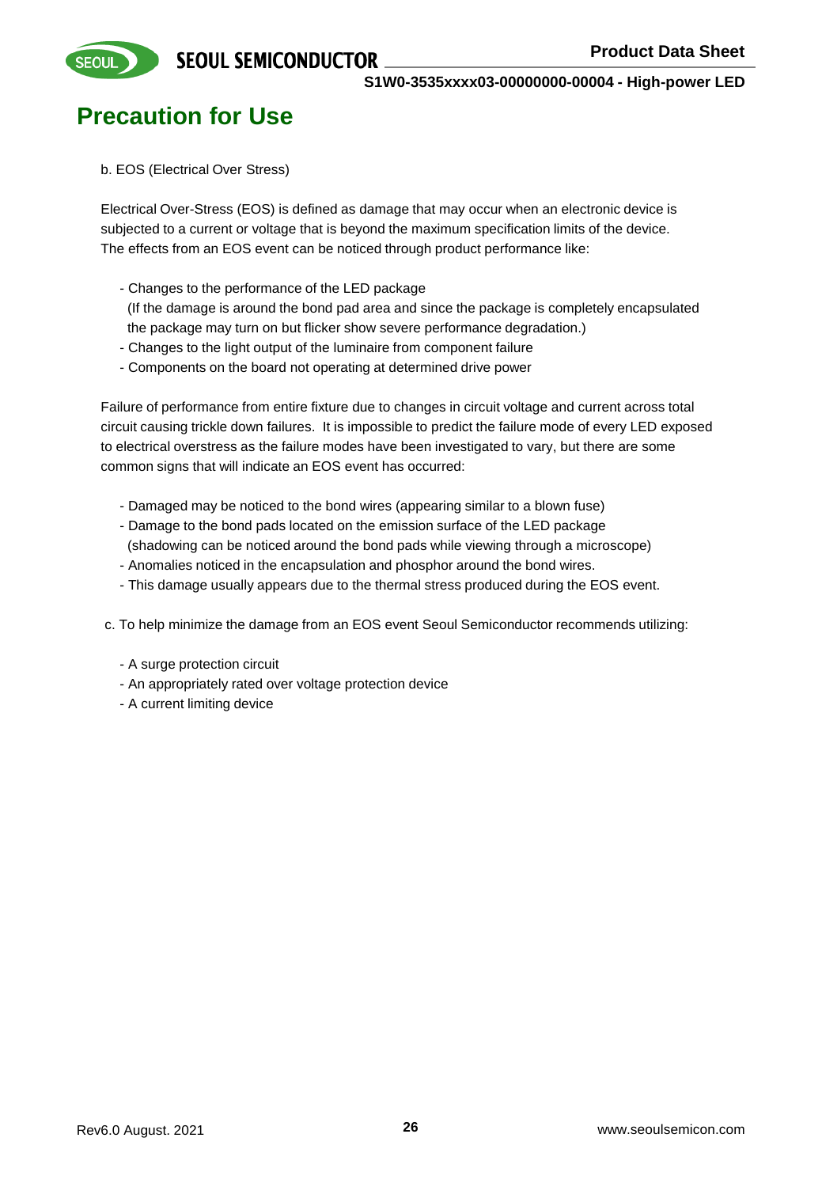# Precaution for Use

b. EOS (Electrical Over Stress)

Electrical Over-Stress (EOS) is defined as damage that may occur when an electronic device is subjected to a current or voltage that is beyond the maximum specification limits of the device. The effects from an EOS event can be noticed through product performance like:

- Changes to the performance of the LED package
  (If the damage is around the bond pad area and since the package is completely encapsulated the package may turn on but flicker show severe performance degradation.)
- Changes to the light output of the luminaire from component failure
- Components on the board not operating at determined drive power

Failure of performance from entire fixture due to changes in circuit voltage and current across total circuit causing trickle down failures. It is impossible to predict the failure mode of every LED exposed to electrical overstress as the failure modes have been investigated to vary, but there are some common signs that will indicate an EOS event has occurred:

- Damaged may be noticed to the bond wires (appearing similar to a blown fuse)
- Damage to the bond pads located on the emission surface of the LED package
  (shadowing can be noticed around the bond pads while viewing through a microscope)
- Anomalies noticed in the encapsulation and phosphor around the bond wires.
- This damage usually appears due to the thermal stress produced during the EOS event.

c. To help minimize the damage from an EOS event Seoul Semiconductor recommends utilizing:

- A surge protection circuit
- An appropriately rated over voltage protection device
- A current limiting device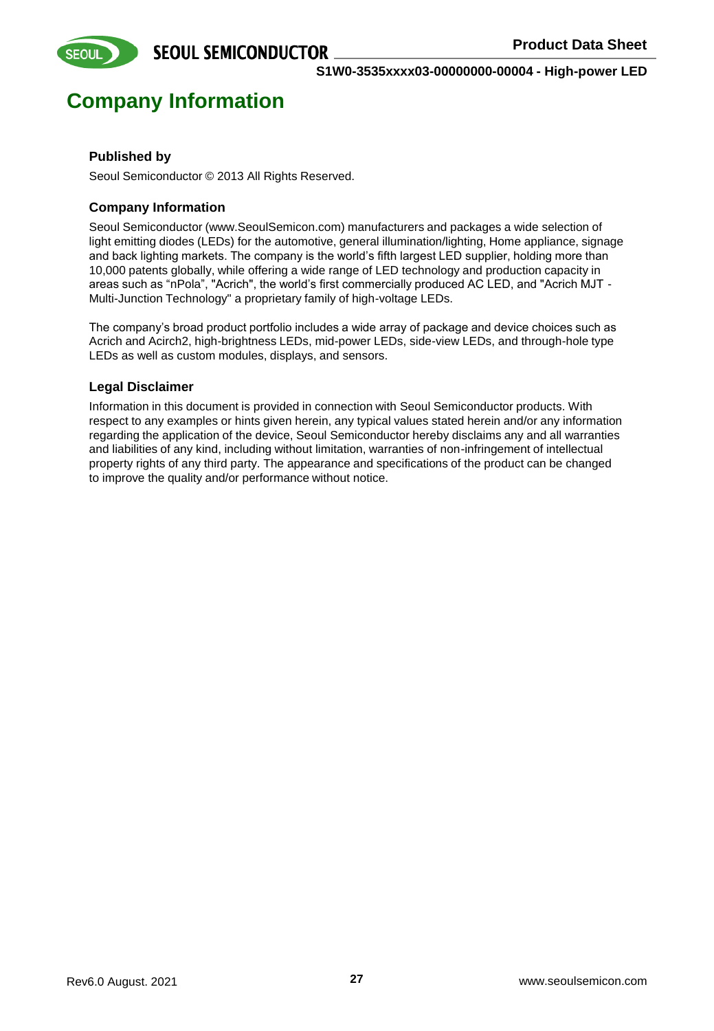# Company Information

### Published by

Seoul Semiconductor © 2013 All Rights Reserved.

### Company Information

Seoul Semiconductor (www.SeoulSemicon.com) manufacturers and packages a wide selection of light emitting diodes (LEDs) for the automotive, general illumination/lighting, Home appliance, signage and back lighting markets. The company is the world's fifth largest LED supplier, holding more than 10,000 patents globally, while offering a wide range of LED technology and production capacity in areas such as "nPola", "Acrich", the world's first commercially produced AC LED, and "Acrich MJT - Multi-Junction Technology" a proprietary family of high-voltage LEDs.

The company's broad product portfolio includes a wide array of package and device choices such as Acrich and Acirch2, high-brightness LEDs, mid-power LEDs, side-view LEDs, and through-hole type LEDs as well as custom modules, displays, and sensors.

### Legal Disclaimer

Information in this document is provided in connection with Seoul Semiconductor products. With respect to any examples or hints given herein, any typical values stated herein and/or any information regarding the application of the device, Seoul Semiconductor hereby disclaims any and all warranties and liabilities of any kind, including without limitation, warranties of non-infringement of intellectual property rights of any third party. The appearance and specifications of the product can be changed to improve the quality and/or performance without notice.